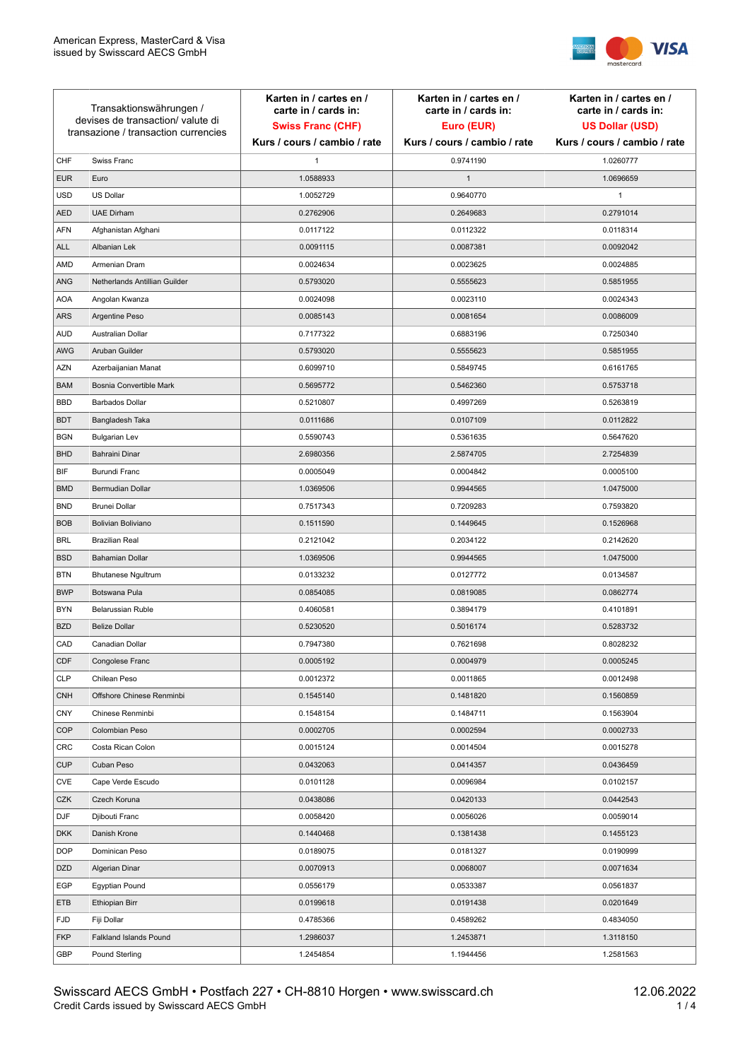American Express, MasterCard & Visa
issued by Swisscard AECS GmbH

| Transaktionswährungen / devises de transaction/ valute di transazione / transaction currencies | | Karten in / cartes en / carte in / cards in: **Swiss Franc (CHF)** Kurs / cours / cambio / rate | Karten in / cartes en / carte in / cards in: **Euro (EUR)** Kurs / cours / cambio / rate | Karten in / cartes en / carte in / cards in: **US Dollar (USD)** Kurs / cours / cambio / rate |
|---|---|---|---|---|
| CHF | Swiss Franc | 1 | 0.9741190 | 1.0260777 |
| EUR | Euro | 1.0588933 | 1 | 1.0696659 |
| USD | US Dollar | 1.0052729 | 0.9640770 | 1 |
| AED | UAE Dirham | 0.2762906 | 0.2649683 | 0.2791014 |
| AFN | Afghanistan Afghani | 0.0117122 | 0.0112322 | 0.0118314 |
| ALL | Albanian Lek | 0.0091115 | 0.0087381 | 0.0092042 |
| AMD | Armenian Dram | 0.0024634 | 0.0023625 | 0.0024885 |
| ANG | Netherlands Antillian Guilder | 0.5793020 | 0.5555623 | 0.5851955 |
| AOA | Angolan Kwanza | 0.0024098 | 0.0023110 | 0.0024343 |
| ARS | Argentine Peso | 0.0085143 | 0.0081654 | 0.0086009 |
| AUD | Australian Dollar | 0.7177322 | 0.6883196 | 0.7250340 |
| AWG | Aruban Guilder | 0.5793020 | 0.5555623 | 0.5851955 |
| AZN | Azerbaijanian Manat | 0.6099710 | 0.5849745 | 0.6161765 |
| BAM | Bosnia Convertible Mark | 0.5695772 | 0.5462360 | 0.5753718 |
| BBD | Barbados Dollar | 0.5210807 | 0.4997269 | 0.5263819 |
| BDT | Bangladesh Taka | 0.0111686 | 0.0107109 | 0.0112822 |
| BGN | Bulgarian Lev | 0.5590743 | 0.5361635 | 0.5647620 |
| BHD | Bahraini Dinar | 2.6980356 | 2.5874705 | 2.7254839 |
| BIF | Burundi Franc | 0.0005049 | 0.0004842 | 0.0005100 |
| BMD | Bermudian Dollar | 1.0369506 | 0.9944565 | 1.0475000 |
| BND | Brunei Dollar | 0.7517343 | 0.7209283 | 0.7593820 |
| BOB | Bolivian Boliviano | 0.1511590 | 0.1449645 | 0.1526968 |
| BRL | Brazilian Real | 0.2121042 | 0.2034122 | 0.2142620 |
| BSD | Bahamian Dollar | 1.0369506 | 0.9944565 | 1.0475000 |
| BTN | Bhutanese Ngultrum | 0.0133232 | 0.0127772 | 0.0134587 |
| BWP | Botswana Pula | 0.0854085 | 0.0819085 | 0.0862774 |
| BYN | Belarussian Ruble | 0.4060581 | 0.3894179 | 0.4101891 |
| BZD | Belize Dollar | 0.5230520 | 0.5016174 | 0.5283732 |
| CAD | Canadian Dollar | 0.7947380 | 0.7621698 | 0.8028232 |
| CDF | Congolese Franc | 0.0005192 | 0.0004979 | 0.0005245 |
| CLP | Chilean Peso | 0.0012372 | 0.0011865 | 0.0012498 |
| CNH | Offshore Chinese Renminbi | 0.1545140 | 0.1481820 | 0.1560859 |
| CNY | Chinese Renminbi | 0.1548154 | 0.1484711 | 0.1563904 |
| COP | Colombian Peso | 0.0002705 | 0.0002594 | 0.0002733 |
| CRC | Costa Rican Colon | 0.0015124 | 0.0014504 | 0.0015278 |
| CUP | Cuban Peso | 0.0432063 | 0.0414357 | 0.0436459 |
| CVE | Cape Verde Escudo | 0.0101128 | 0.0096984 | 0.0102157 |
| CZK | Czech Koruna | 0.0438086 | 0.0420133 | 0.0442543 |
| DJF | Djibouti Franc | 0.0058420 | 0.0056026 | 0.0059014 |
| DKK | Danish Krone | 0.1440468 | 0.1381438 | 0.1455123 |
| DOP | Dominican Peso | 0.0189075 | 0.0181327 | 0.0190999 |
| DZD | Algerian Dinar | 0.0070913 | 0.0068007 | 0.0071634 |
| EGP | Egyptian Pound | 0.0556179 | 0.0533387 | 0.0561837 |
| ETB | Ethiopian Birr | 0.0199618 | 0.0191438 | 0.0201649 |
| FJD | Fiji Dollar | 0.4785366 | 0.4589262 | 0.4834050 |
| FKP | Falkland Islands Pound | 1.2986037 | 1.2453871 | 1.3118150 |
| GBP | Pound Sterling | 1.2454854 | 1.1944456 | 1.2581563 |

Swisscard AECS GmbH • Postfach 227 • CH-8810 Horgen • www.swisscard.ch
Credit Cards issued by Swisscard AECS GmbH

12.06.2022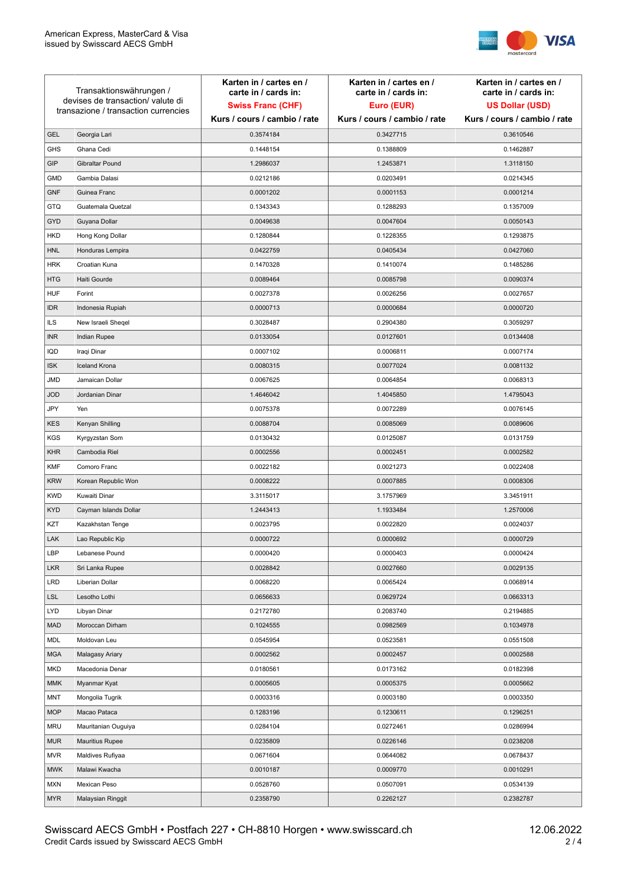| Transaktionswährungen / devises de transaction/ valute di transazione / transaction currencies | | Karten in / cartes en / carte in / cards in: **Swiss Franc (CHF)** Kurs / cours / cambio / rate | Karten in / cartes en / carte in / cards in: **Euro (EUR)** Kurs / cours / cambio / rate | Karten in / cartes en / carte in / cards in: **US Dollar (USD)** Kurs / cours / cambio / rate |
|---|---|---|---|---|
| GEL | Georgia Lari | 0.3574184 | 0.3427715 | 0.3610546 |
| GHS | Ghana Cedi | 0.1448154 | 0.1388809 | 0.1462887 |
| GIP | Gibraltar Pound | 1.2986037 | 1.2453871 | 1.3118150 |
| GMD | Gambia Dalasi | 0.0212186 | 0.0203491 | 0.0214345 |
| GNF | Guinea Franc | 0.0001202 | 0.0001153 | 0.0001214 |
| GTQ | Guatemala Quetzal | 0.1343343 | 0.1288293 | 0.1357009 |
| GYD | Guyana Dollar | 0.0049638 | 0.0047604 | 0.0050143 |
| HKD | Hong Kong Dollar | 0.1280844 | 0.1228355 | 0.1293875 |
| HNL | Honduras Lempira | 0.0422759 | 0.0405434 | 0.0427060 |
| HRK | Croatian Kuna | 0.1470328 | 0.1410074 | 0.1485286 |
| HTG | Haiti Gourde | 0.0089464 | 0.0085798 | 0.0090374 |
| HUF | Forint | 0.0027378 | 0.0026256 | 0.0027657 |
| IDR | Indonesia Rupiah | 0.0000713 | 0.0000684 | 0.0000720 |
| ILS | New Israeli Sheqel | 0.3028487 | 0.2904380 | 0.3059297 |
| INR | Indian Rupee | 0.0133054 | 0.0127601 | 0.0134408 |
| IQD | Iraqi Dinar | 0.0007102 | 0.0006811 | 0.0007174 |
| ISK | Iceland Krona | 0.0080315 | 0.0077024 | 0.0081132 |
| JMD | Jamaican Dollar | 0.0067625 | 0.0064854 | 0.0068313 |
| JOD | Jordanian Dinar | 1.4646042 | 1.4045850 | 1.4795043 |
| JPY | Yen | 0.0075378 | 0.0072289 | 0.0076145 |
| KES | Kenyan Shilling | 0.0088704 | 0.0085069 | 0.0089606 |
| KGS | Kyrgyzstan Som | 0.0130432 | 0.0125087 | 0.0131759 |
| KHR | Cambodia Riel | 0.0002556 | 0.0002451 | 0.0002582 |
| KMF | Comoro Franc | 0.0022182 | 0.0021273 | 0.0022408 |
| KRW | Korean Republic Won | 0.0008222 | 0.0007885 | 0.0008306 |
| KWD | Kuwaiti Dinar | 3.3115017 | 3.1757969 | 3.3451911 |
| KYD | Cayman Islands Dollar | 1.2443413 | 1.1933484 | 1.2570006 |
| KZT | Kazakhstan Tenge | 0.0023795 | 0.0022820 | 0.0024037 |
| LAK | Lao Republic Kip | 0.0000722 | 0.0000692 | 0.0000729 |
| LBP | Lebanese Pound | 0.0000420 | 0.0000403 | 0.0000424 |
| LKR | Sri Lanka Rupee | 0.0028842 | 0.0027660 | 0.0029135 |
| LRD | Liberian Dollar | 0.0068220 | 0.0065424 | 0.0068914 |
| LSL | Lesotho Lothi | 0.0656633 | 0.0629724 | 0.0663313 |
| LYD | Libyan Dinar | 0.2172780 | 0.2083740 | 0.2194885 |
| MAD | Moroccan Dirham | 0.1024555 | 0.0982569 | 0.1034978 |
| MDL | Moldovan Leu | 0.0545954 | 0.0523581 | 0.0551508 |
| MGA | Malagasy Ariary | 0.0002562 | 0.0002457 | 0.0002588 |
| MKD | Macedonia Denar | 0.0180561 | 0.0173162 | 0.0182398 |
| MMK | Myanmar Kyat | 0.0005605 | 0.0005375 | 0.0005662 |
| MNT | Mongolia Tugrik | 0.0003316 | 0.0003180 | 0.0003350 |
| MOP | Macao Pataca | 0.1283196 | 0.1230611 | 0.1296251 |
| MRU | Mauritanian Ouguiya | 0.0284104 | 0.0272461 | 0.0286994 |
| MUR | Mauritius Rupee | 0.0235809 | 0.0226146 | 0.0238208 |
| MVR | Maldives Rufiyaa | 0.0671604 | 0.0644082 | 0.0678437 |
| MWK | Malawi Kwacha | 0.0010187 | 0.0009770 | 0.0010291 |
| MXN | Mexican Peso | 0.0528760 | 0.0507091 | 0.0534139 |
| MYR | Malaysian Ringgit | 0.2358790 | 0.2262127 | 0.2382787 |

Swisscard AECS GmbH • Postfach 227 • CH-8810 Horgen • www.swisscard.ch
Credit Cards issued by Swisscard AECS GmbH

12.06.2022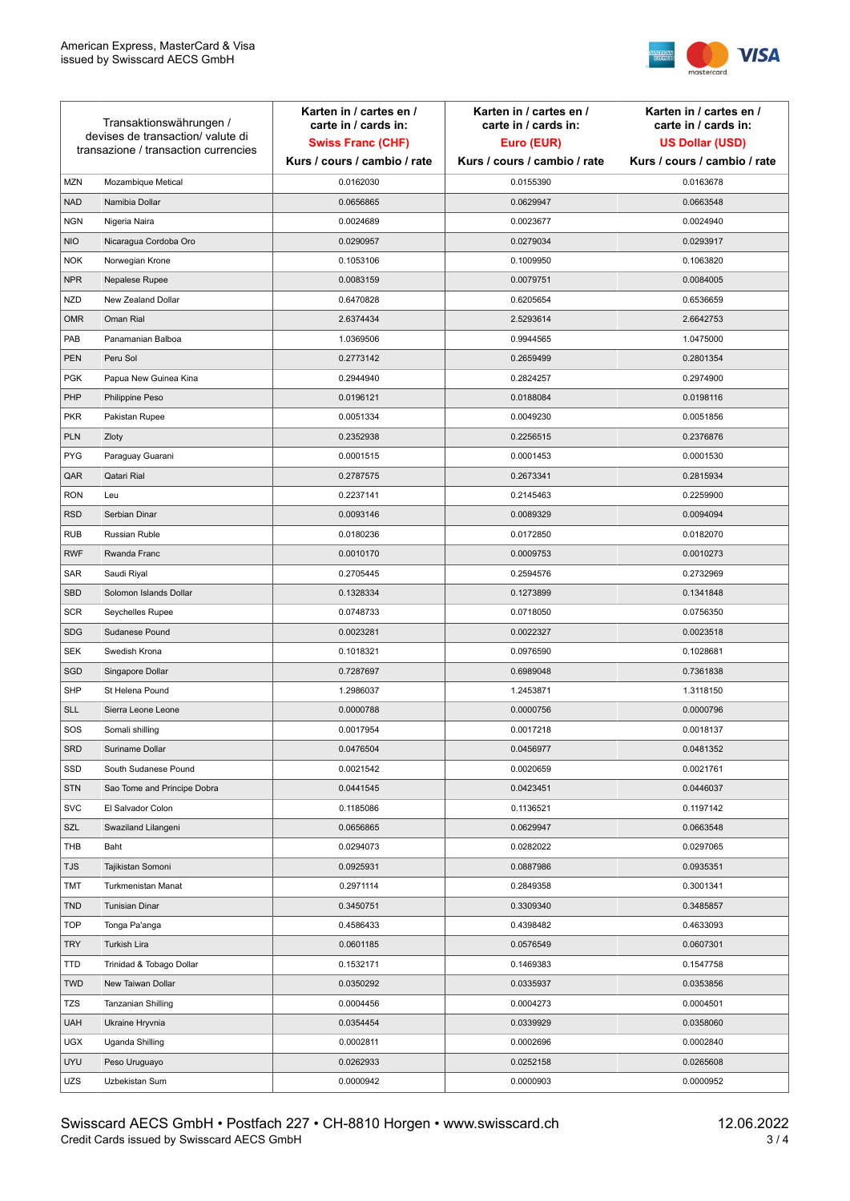| Transaktionswährungen / devises de transaction/ valute di transazione / transaction currencies | | Karten in / cartes en / carte in / cards in: **Swiss Franc (CHF)** Kurs / cours / cambio / rate | Karten in / cartes en / carte in / cards in: **Euro (EUR)** Kurs / cours / cambio / rate | Karten in / cartes en / carte in / cards in: **US Dollar (USD)** Kurs / cours / cambio / rate |
|---|---|---|---|---|
| MZN | Mozambique Metical | 0.0162030 | 0.0155390 | 0.0163678 |
| NAD | Namibia Dollar | 0.0656865 | 0.0629947 | 0.0663548 |
| NGN | Nigeria Naira | 0.0024689 | 0.0023677 | 0.0024940 |
| NIO | Nicaragua Cordoba Oro | 0.0290957 | 0.0279034 | 0.0293917 |
| NOK | Norwegian Krone | 0.1053106 | 0.1009950 | 0.1063820 |
| NPR | Nepalese Rupee | 0.0083159 | 0.0079751 | 0.0084005 |
| NZD | New Zealand Dollar | 0.6470828 | 0.6205654 | 0.6536659 |
| OMR | Oman Rial | 2.6374434 | 2.5293614 | 2.6642753 |
| PAB | Panamanian Balboa | 1.0369506 | 0.9944565 | 1.0475000 |
| PEN | Peru Sol | 0.2773142 | 0.2659499 | 0.2801354 |
| PGK | Papua New Guinea Kina | 0.2944940 | 0.2824257 | 0.2974900 |
| PHP | Philippine Peso | 0.0196121 | 0.0188084 | 0.0198116 |
| PKR | Pakistan Rupee | 0.0051334 | 0.0049230 | 0.0051856 |
| PLN | Zloty | 0.2352938 | 0.2256515 | 0.2376876 |
| PYG | Paraguay Guarani | 0.0001515 | 0.0001453 | 0.0001530 |
| QAR | Qatari Rial | 0.2787575 | 0.2673341 | 0.2815934 |
| RON | Leu | 0.2237141 | 0.2145463 | 0.2259900 |
| RSD | Serbian Dinar | 0.0093146 | 0.0089329 | 0.0094094 |
| RUB | Russian Ruble | 0.0180236 | 0.0172850 | 0.0182070 |
| RWF | Rwanda Franc | 0.0010170 | 0.0009753 | 0.0010273 |
| SAR | Saudi Riyal | 0.2705445 | 0.2594576 | 0.2732969 |
| SBD | Solomon Islands Dollar | 0.1328334 | 0.1273899 | 0.1341848 |
| SCR | Seychelles Rupee | 0.0748733 | 0.0718050 | 0.0756350 |
| SDG | Sudanese Pound | 0.0023281 | 0.0022327 | 0.0023518 |
| SEK | Swedish Krona | 0.1018321 | 0.0976590 | 0.1028681 |
| SGD | Singapore Dollar | 0.7287697 | 0.6989048 | 0.7361838 |
| SHP | St Helena Pound | 1.2986037 | 1.2453871 | 1.3118150 |
| SLL | Sierra Leone Leone | 0.0000788 | 0.0000756 | 0.0000796 |
| SOS | Somali shilling | 0.0017954 | 0.0017218 | 0.0018137 |
| SRD | Suriname Dollar | 0.0476504 | 0.0456977 | 0.0481352 |
| SSD | South Sudanese Pound | 0.0021542 | 0.0020659 | 0.0021761 |
| STN | Sao Tome and Principe Dobra | 0.0441545 | 0.0423451 | 0.0446037 |
| SVC | El Salvador Colon | 0.1185086 | 0.1136521 | 0.1197142 |
| SZL | Swaziland Lilangeni | 0.0656865 | 0.0629947 | 0.0663548 |
| THB | Baht | 0.0294073 | 0.0282022 | 0.0297065 |
| TJS | Tajikistan Somoni | 0.0925931 | 0.0887986 | 0.0935351 |
| TMT | Turkmenistan Manat | 0.2971114 | 0.2849358 | 0.3001341 |
| TND | Tunisian Dinar | 0.3450751 | 0.3309340 | 0.3485857 |
| TOP | Tonga Pa'anga | 0.4586433 | 0.4398482 | 0.4633093 |
| TRY | Turkish Lira | 0.0601185 | 0.0576549 | 0.0607301 |
| TTD | Trinidad & Tobago Dollar | 0.1532171 | 0.1469383 | 0.1547758 |
| TWD | New Taiwan Dollar | 0.0350292 | 0.0335937 | 0.0353856 |
| TZS | Tanzanian Shilling | 0.0004456 | 0.0004273 | 0.0004501 |
| UAH | Ukraine Hryvnia | 0.0354454 | 0.0339929 | 0.0358060 |
| UGX | Uganda Shilling | 0.0002811 | 0.0002696 | 0.0002840 |
| UYU | Peso Uruguayo | 0.0262933 | 0.0252158 | 0.0265608 |
| UZS | Uzbekistan Sum | 0.0000942 | 0.0000903 | 0.0000952 |

Swisscard AECS GmbH • Postfach 227 • CH-8810 Horgen • www.swisscard.ch
Credit Cards issued by Swisscard AECS GmbH

12.06.2022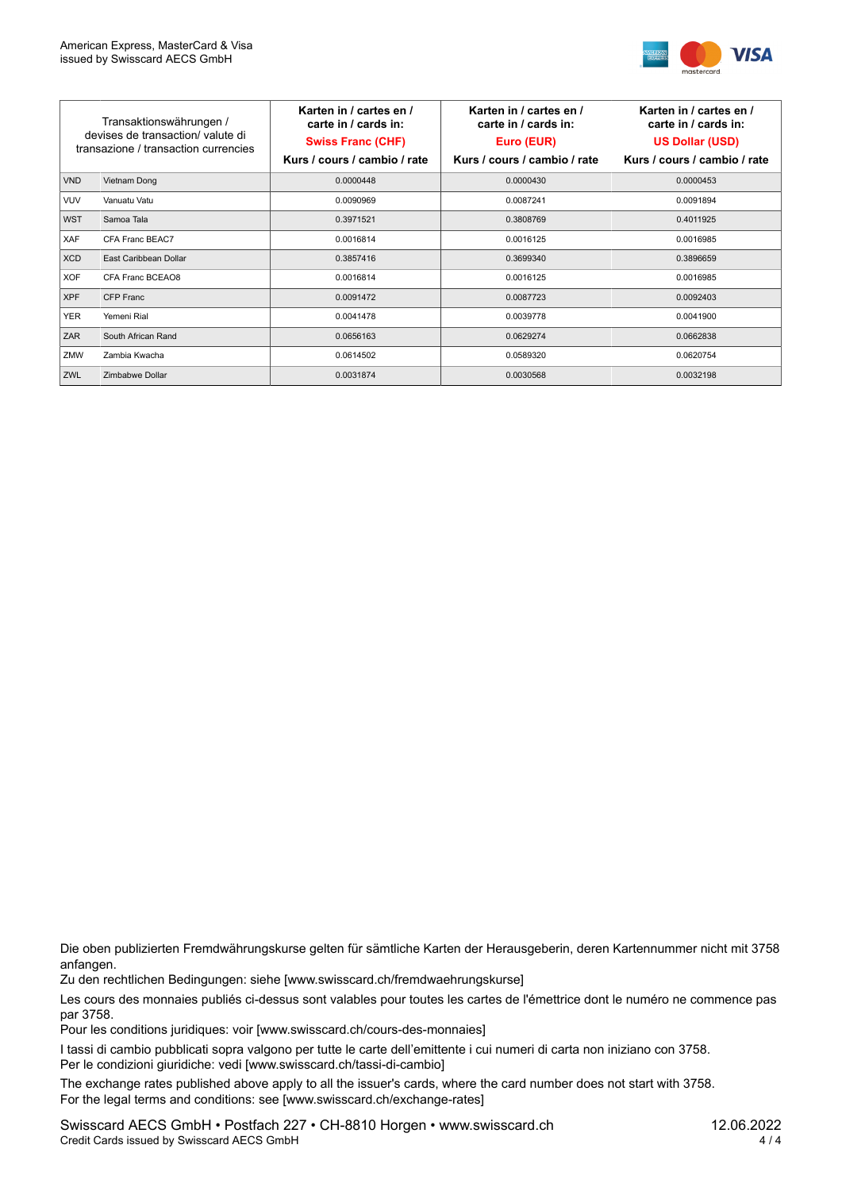| Transaktionswährungen / devises de transaction/ valute di transazione / transaction currencies | | Karten in / cartes en / carte in / cards in: **Swiss Franc (CHF)** Kurs / cours / cambio / rate | Karten in / cartes en / carte in / cards in: **Euro (EUR)** Kurs / cours / cambio / rate | Karten in / cartes en / carte in / cards in: **US Dollar (USD)** Kurs / cours / cambio / rate |
|---|---|---|---|---|
| VND | Vietnam Dong | 0.0000448 | 0.0000430 | 0.0000453 |
| VUV | Vanuatu Vatu | 0.0090969 | 0.0087241 | 0.0091894 |
| WST | Samoa Tala | 0.3971521 | 0.3808769 | 0.4011925 |
| XAF | CFA Franc BEAC7 | 0.0016814 | 0.0016125 | 0.0016985 |
| XCD | East Caribbean Dollar | 0.3857416 | 0.3699340 | 0.3896659 |
| XOF | CFA Franc BCEAO8 | 0.0016814 | 0.0016125 | 0.0016985 |
| XPF | CFP Franc | 0.0091472 | 0.0087723 | 0.0092403 |
| YER | Yemeni Rial | 0.0041478 | 0.0039778 | 0.0041900 |
| ZAR | South African Rand | 0.0656163 | 0.0629274 | 0.0662838 |
| ZMW | Zambia Kwacha | 0.0614502 | 0.0589320 | 0.0620754 |
| ZWL | Zimbabwe Dollar | 0.0031874 | 0.0030568 | 0.0032198 |

Die oben publizierten Fremdwährungskurse gelten für sämtliche Karten der Herausgeberin, deren Kartennummer nicht mit 3758 anfangen.
Zu den rechtlichen Bedingungen: siehe [www.swisscard.ch/fremdwaehrungskurse]

Les cours des monnaies publiés ci-dessus sont valables pour toutes les cartes de l'émettrice dont le numéro ne commence pas par 3758.
Pour les conditions juridiques: voir [www.swisscard.ch/cours-des-monnaies]

I tassi di cambio pubblicati sopra valgono per tutte le carte dell'emittente i cui numeri di carta non iniziano con 3758.
Per le condizioni giuridiche: vedi [www.swisscard.ch/tassi-di-cambio]

The exchange rates published above apply to all the issuer's cards, where the card number does not start with 3758.
For the legal terms and conditions: see [www.swisscard.ch/exchange-rates]

Swisscard AECS GmbH • Postfach 227 • CH-8810 Horgen • www.swisscard.ch 12.06.2022
Credit Cards issued by Swisscard AECS GmbH